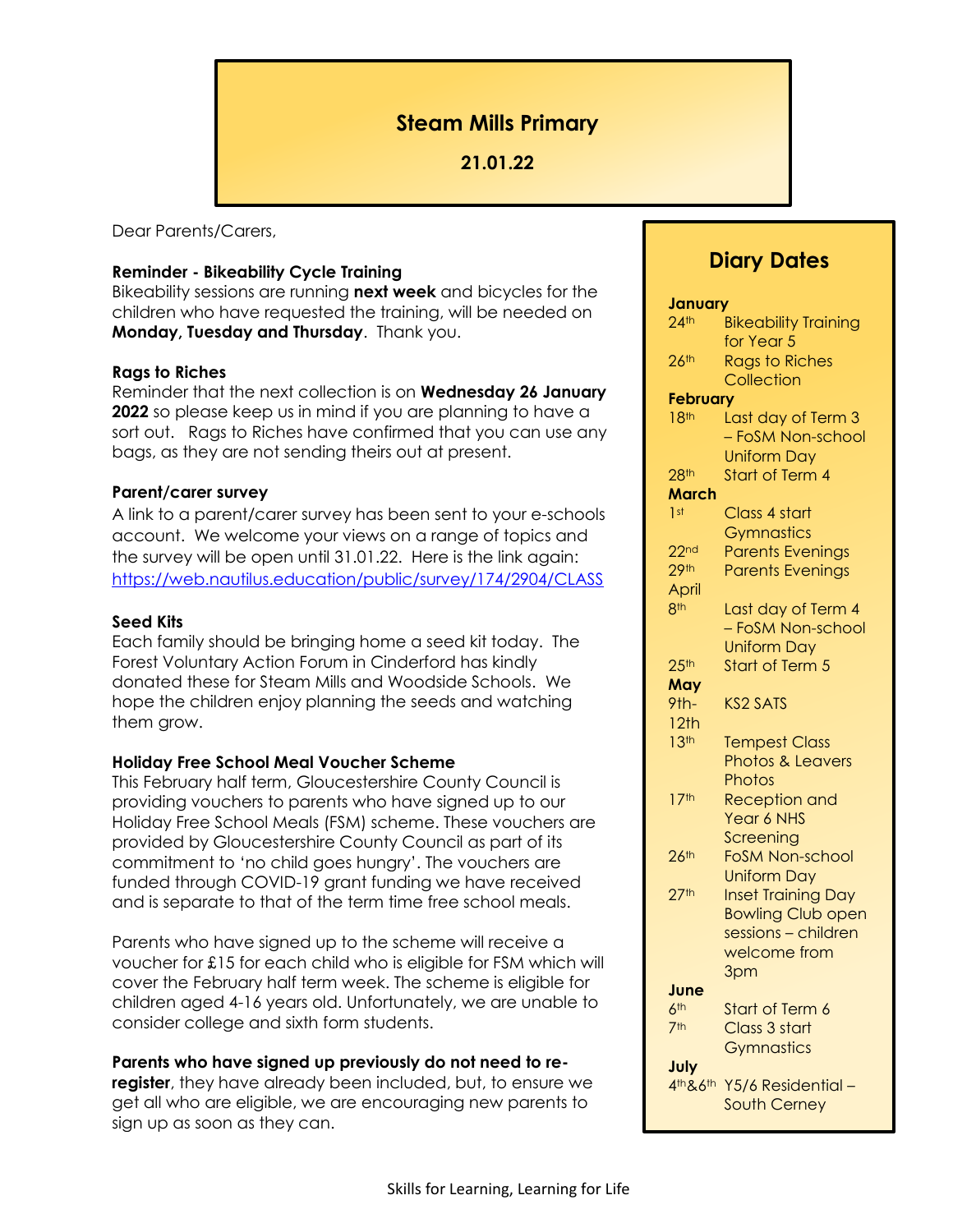# Steam Mills Primary

**21.01.22**

Dear Parents/Carers,

**Reminder - Bikeability Cycle Training**
Bikeability sessions are running **next week** and bicycles for the children who have requested the training, will be needed on **Monday, Tuesday and Thursday**. Thank you.

**Rags to Riches**
Reminder that the next collection is on **Wednesday 26 January 2022** so please keep us in mind if you are planning to have a sort out. Rags to Riches have confirmed that you can use any bags, as they are not sending theirs out at present.

**Parent/carer survey**
A link to a parent/carer survey has been sent to your e-schools account. We welcome your views on a range of topics and the survey will be open until 31.01.22. Here is the link again: https://web.nautilus.education/public/survey/174/2904/CLASS

**Seed Kits**
Each family should be bringing home a seed kit today. The Forest Voluntary Action Forum in Cinderford has kindly donated these for Steam Mills and Woodside Schools. We hope the children enjoy planning the seeds and watching them grow.

**Holiday Free School Meal Voucher Scheme**
This February half term, Gloucestershire County Council is providing vouchers to parents who have signed up to our Holiday Free School Meals (FSM) scheme. These vouchers are provided by Gloucestershire County Council as part of its commitment to 'no child goes hungry'. The vouchers are funded through COVID-19 grant funding we have received and is separate to that of the term time free school meals.

Parents who have signed up to the scheme will receive a voucher for £15 for each child who is eligible for FSM which will cover the February half term week. The scheme is eligible for children aged 4-16 years old. Unfortunately, we are unable to consider college and sixth form students.

**Parents who have signed up previously do not need to re-register**, they have already been included, but, to ensure we get all who are eligible, we are encouraging new parents to sign up as soon as they can.

## Diary Dates

**January**

| | |
|---|---|
| 24th | Bikeability Training for Year 5 |
| 26th | Rags to Riches Collection |

**February**

| | |
|---|---|
| 18th | Last day of Term 3 – FoSM Non-school Uniform Day |
| 28th | Start of Term 4 |

**March**

| | |
|---|---|
| 1st | Class 4 start Gymnastics |
| 22nd | Parents Evenings |
| 29th | Parents Evenings |

April

| | |
|---|---|
| 8th | Last day of Term 4 – FoSM Non-school Uniform Day |
| 25th | Start of Term 5 |

**May**

| | |
|---|---|
| 9th-12th | KS2 SATS |
| 13th | Tempest Class Photos & Leavers Photos |
| 17th | Reception and Year 6 NHS Screening |
| 26th | FoSM Non-school Uniform Day |
| 27th | Inset Training Day Bowling Club open sessions – children welcome from 3pm |

**June**

| | |
|---|---|
| 6th | Start of Term 6 |
| 7th | Class 3 start Gymnastics |

**July**

| | |
|---|---|
| 4th&6th | Y5/6 Residential – South Cerney |

Skills for Learning, Learning for Life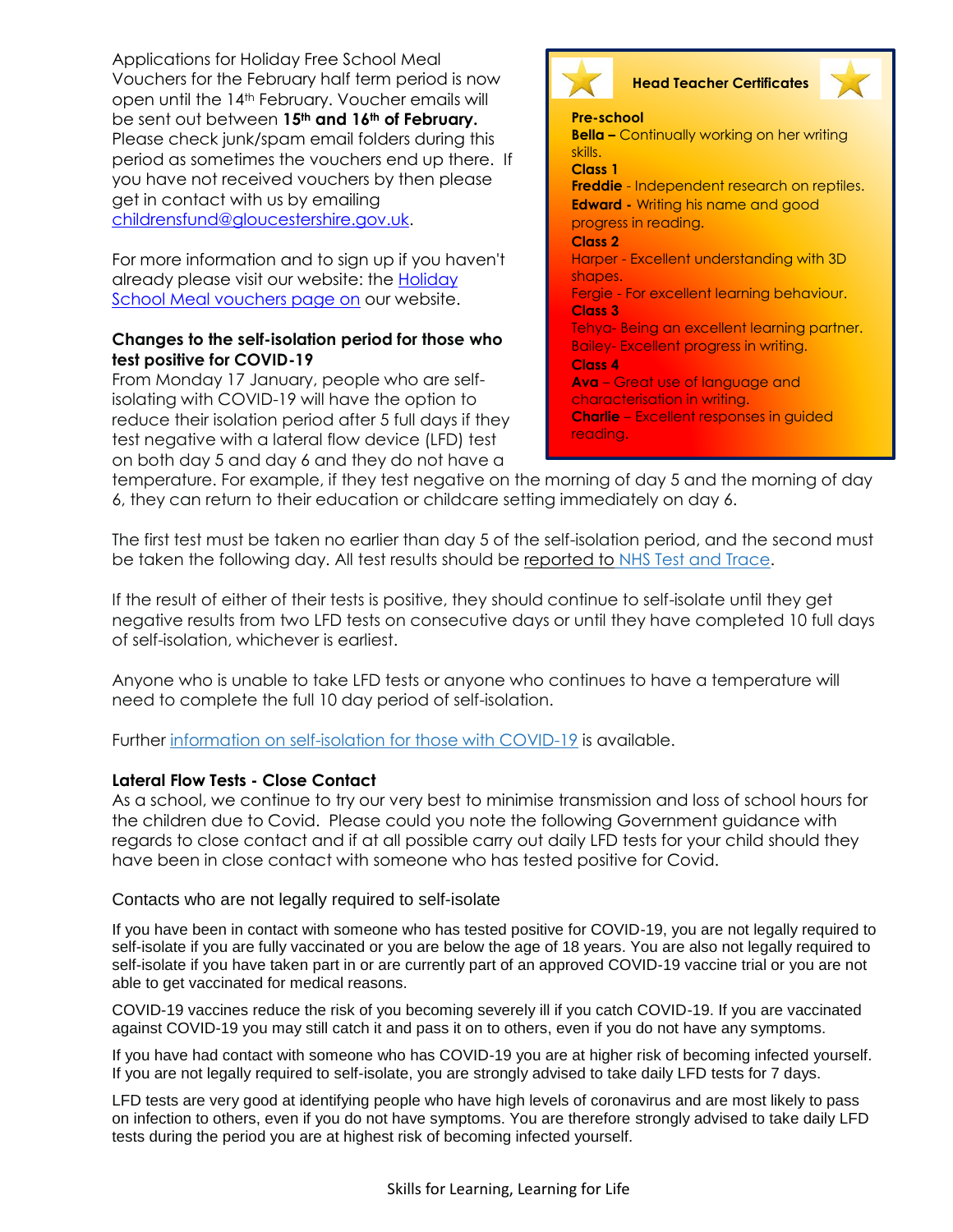Applications for Holiday Free School Meal Vouchers for the February half term period is now open until the 14th February. Voucher emails will be sent out between **15th and 16th of February.** Please check junk/spam email folders during this period as sometimes the vouchers end up there. If you have not received vouchers by then please get in contact with us by emailing childrensfund@gloucestershire.gov.uk.

For more information and to sign up if you haven't already please visit our website: the Holiday School Meal vouchers page on our website.

**Head Teacher Certificates**

**Pre-school**
**Bella –** Continually working on her writing skills.

**Class 1**
**Freddie** - Independent research on reptiles.
**Edward -** Writing his name and good progress in reading.

**Class 2**
Harper - Excellent understanding with 3D shapes.
Fergie - For excellent learning behaviour.

**Class 3**
Tehya- Being an excellent learning partner.
Bailey- Excellent progress in writing.

**Class 4**
**Ava** – Great use of language and characterisation in writing.
**Charlie** – Excellent responses in guided reading.

### Changes to the self-isolation period for those who test positive for COVID-19

From Monday 17 January, people who are self-isolating with COVID-19 will have the option to reduce their isolation period after 5 full days if they test negative with a lateral flow device (LFD) test on both day 5 and day 6 and they do not have a temperature. For example, if they test negative on the morning of day 5 and the morning of day 6, they can return to their education or childcare setting immediately on day 6.

The first test must be taken no earlier than day 5 of the self-isolation period, and the second must be taken the following day. All test results should be reported to NHS Test and Trace.

If the result of either of their tests is positive, they should continue to self-isolate until they get negative results from two LFD tests on consecutive days or until they have completed 10 full days of self-isolation, whichever is earliest.

Anyone who is unable to take LFD tests or anyone who continues to have a temperature will need to complete the full 10 day period of self-isolation.

Further information on self-isolation for those with COVID-19 is available.

### Lateral Flow Tests - Close Contact

As a school, we continue to try our very best to minimise transmission and loss of school hours for the children due to Covid. Please could you note the following Government guidance with regards to close contact and if at all possible carry out daily LFD tests for your child should they have been in close contact with someone who has tested positive for Covid.

#### Contacts who are not legally required to self-isolate

If you have been in contact with someone who has tested positive for COVID-19, you are not legally required to self-isolate if you are fully vaccinated or you are below the age of 18 years. You are also not legally required to self-isolate if you have taken part in or are currently part of an approved COVID-19 vaccine trial or you are not able to get vaccinated for medical reasons.

COVID-19 vaccines reduce the risk of you becoming severely ill if you catch COVID-19. If you are vaccinated against COVID-19 you may still catch it and pass it on to others, even if you do not have any symptoms.

If you have had contact with someone who has COVID-19 you are at higher risk of becoming infected yourself. If you are not legally required to self-isolate, you are strongly advised to take daily LFD tests for 7 days.

LFD tests are very good at identifying people who have high levels of coronavirus and are most likely to pass on infection to others, even if you do not have symptoms. You are therefore strongly advised to take daily LFD tests during the period you are at highest risk of becoming infected yourself.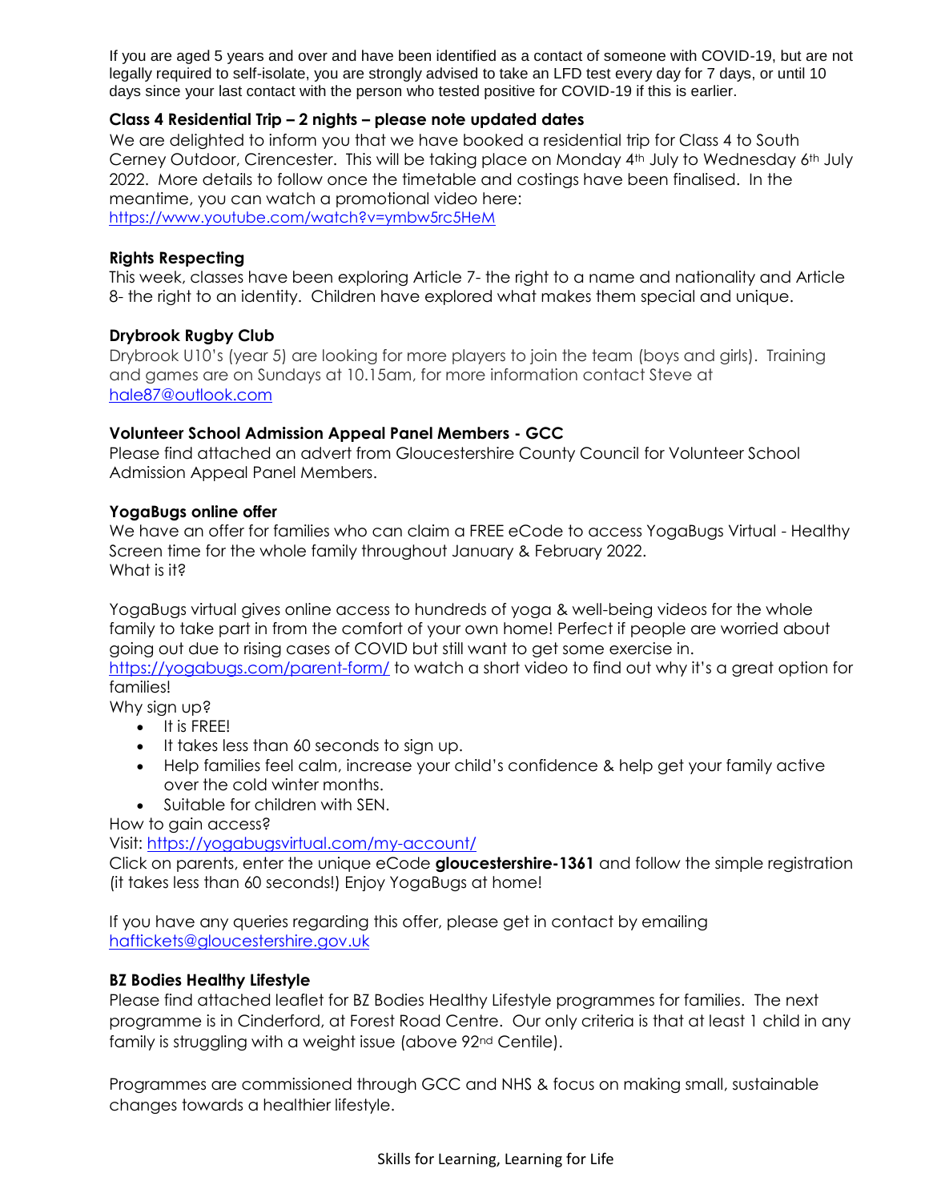If you are aged 5 years and over and have been identified as a contact of someone with COVID-19, but are not legally required to self-isolate, you are strongly advised to take an LFD test every day for 7 days, or until 10 days since your last contact with the person who tested positive for COVID-19 if this is earlier.

**Class 4 Residential Trip – 2 nights – please note updated dates**

We are delighted to inform you that we have booked a residential trip for Class 4 to South Cerney Outdoor, Cirencester. This will be taking place on Monday 4th July to Wednesday 6th July 2022. More details to follow once the timetable and costings have been finalised. In the meantime, you can watch a promotional video here:
https://www.youtube.com/watch?v=ymbw5rc5HeM

**Rights Respecting**

This week, classes have been exploring Article 7- the right to a name and nationality and Article 8- the right to an identity. Children have explored what makes them special and unique.

**Drybrook Rugby Club**

Drybrook U10's (year 5) are looking for more players to join the team (boys and girls). Training and games are on Sundays at 10.15am, for more information contact Steve at hale87@outlook.com

**Volunteer School Admission Appeal Panel Members - GCC**

Please find attached an advert from Gloucestershire County Council for Volunteer School Admission Appeal Panel Members.

**YogaBugs online offer**

We have an offer for families who can claim a FREE eCode to access YogaBugs Virtual - Healthy Screen time for the whole family throughout January & February 2022.
What is it?

YogaBugs virtual gives online access to hundreds of yoga & well-being videos for the whole family to take part in from the comfort of your own home! Perfect if people are worried about going out due to rising cases of COVID but still want to get some exercise in.
https://yogabugs.com/parent-form/ to watch a short video to find out why it's a great option for families!
Why sign up?

- It is FREE!
- It takes less than 60 seconds to sign up.
- Help families feel calm, increase your child's confidence & help get your family active over the cold winter months.
- Suitable for children with SEN.

How to gain access?
Visit: https://yogabugsvirtual.com/my-account/
Click on parents, enter the unique eCode **gloucestershire-1361** and follow the simple registration (it takes less than 60 seconds!) Enjoy YogaBugs at home!

If you have any queries regarding this offer, please get in contact by emailing haftickets@gloucestershire.gov.uk

**BZ Bodies Healthy Lifestyle**

Please find attached leaflet for BZ Bodies Healthy Lifestyle programmes for families. The next programme is in Cinderford, at Forest Road Centre. Our only criteria is that at least 1 child in any family is struggling with a weight issue (above 92nd Centile).

Programmes are commissioned through GCC and NHS & focus on making small, sustainable changes towards a healthier lifestyle.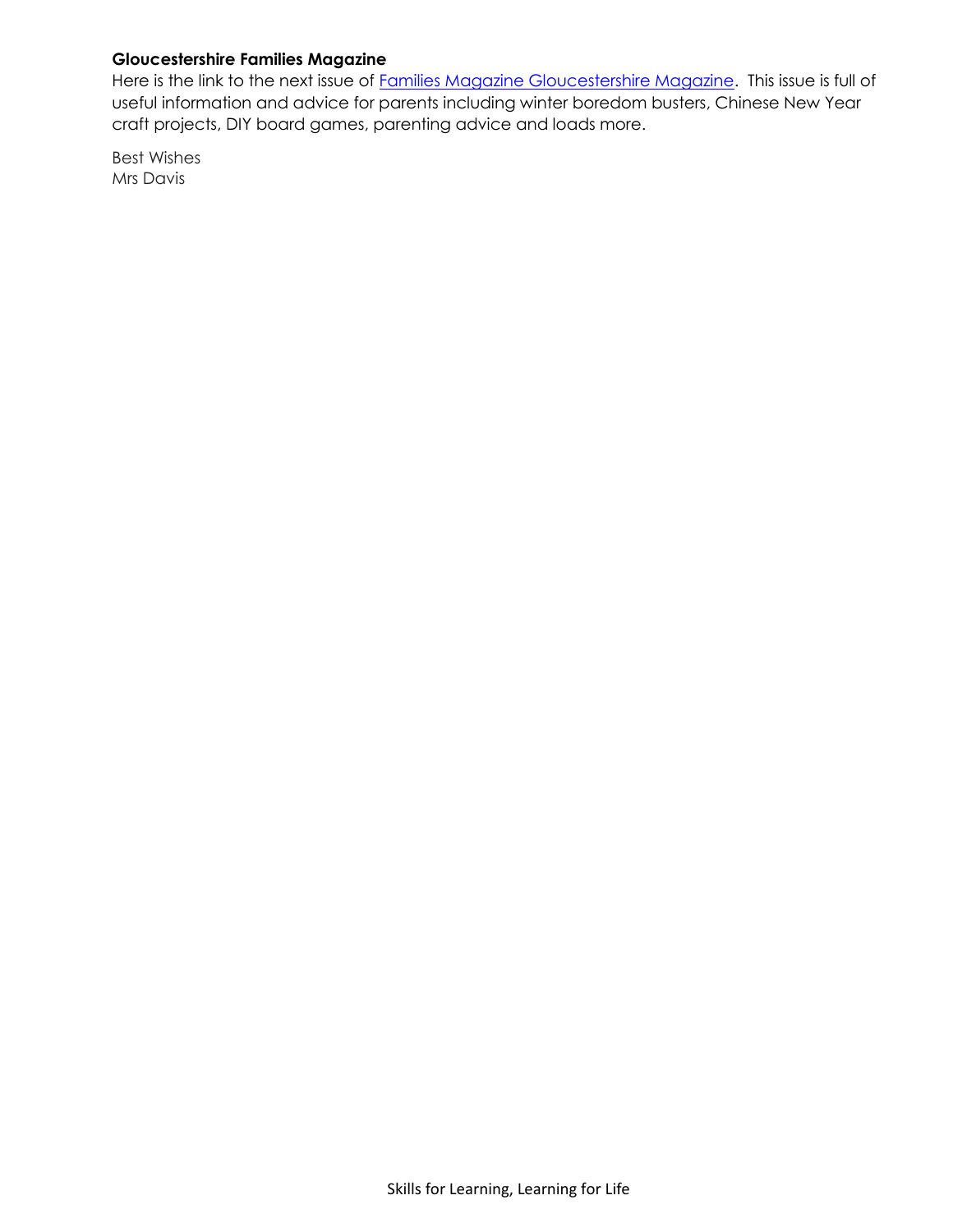**Gloucestershire Families Magazine**

Here is the link to the next issue of Families Magazine Gloucestershire Magazine. This issue is full of useful information and advice for parents including winter boredom busters, Chinese New Year craft projects, DIY board games, parenting advice and loads more.

Best Wishes
Mrs Davis